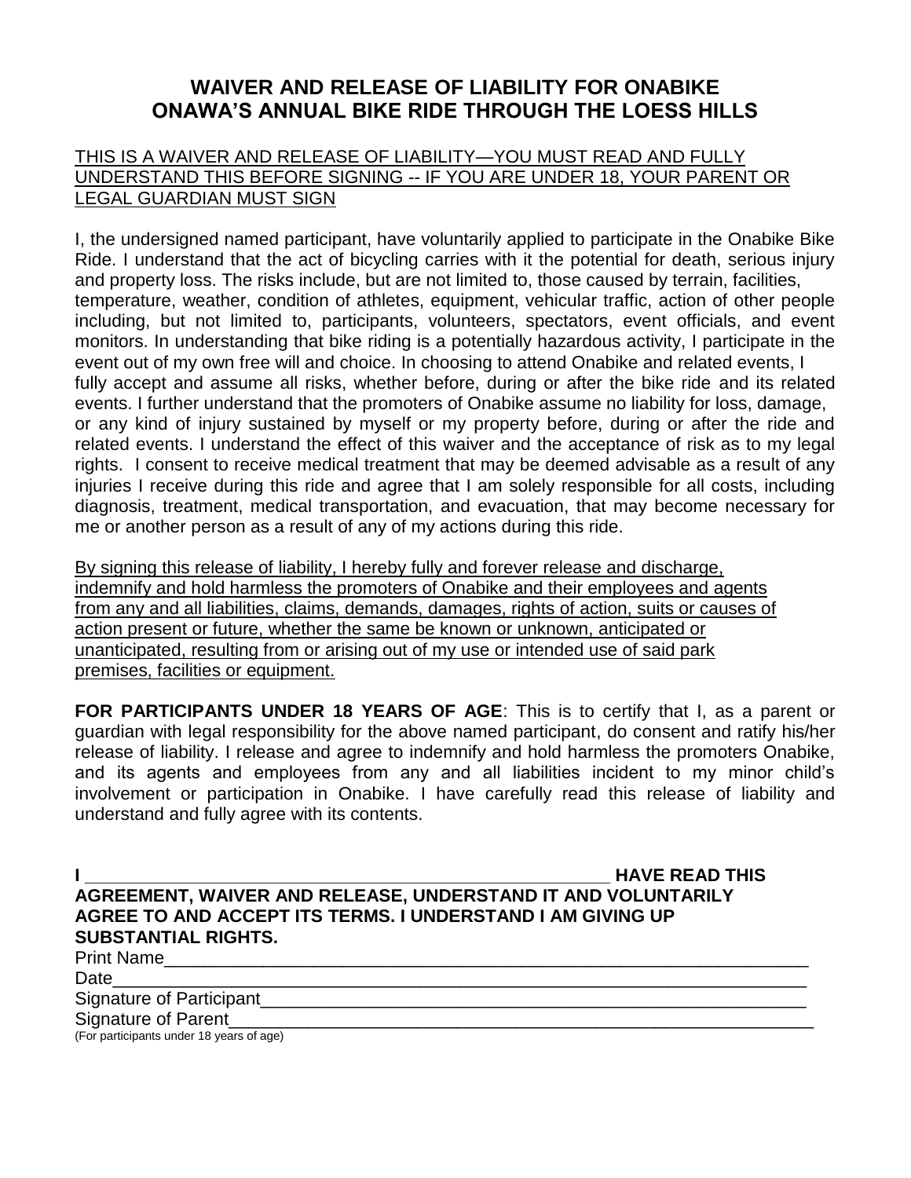# WAIVER AND RELEASE OF LIABILITY FOR ONABIKE
# ONAWA'S ANNUAL BIKE RIDE THROUGH THE LOESS HILLS

<u>THIS IS A WAIVER AND RELEASE OF LIABILITY—YOU MUST READ AND FULLY UNDERSTAND THIS BEFORE SIGNING -- IF YOU ARE UNDER 18, YOUR PARENT OR LEGAL GUARDIAN MUST SIGN</u>

I, the undersigned named participant, have voluntarily applied to participate in the Onabike Bike Ride. I understand that the act of bicycling carries with it the potential for death, serious injury and property loss. The risks include, but are not limited to, those caused by terrain, facilities, temperature, weather, condition of athletes, equipment, vehicular traffic, action of other people including, but not limited to, participants, volunteers, spectators, event officials, and event monitors. In understanding that bike riding is a potentially hazardous activity, I participate in the event out of my own free will and choice. In choosing to attend Onabike and related events, I fully accept and assume all risks, whether before, during or after the bike ride and its related events. I further understand that the promoters of Onabike assume no liability for loss, damage, or any kind of injury sustained by myself or my property before, during or after the ride and related events. I understand the effect of this waiver and the acceptance of risk as to my legal rights. I consent to receive medical treatment that may be deemed advisable as a result of any injuries I receive during this ride and agree that I am solely responsible for all costs, including diagnosis, treatment, medical transportation, and evacuation, that may become necessary for me or another person as a result of any of my actions during this ride.

<u>By signing this release of liability, I hereby fully and forever release and discharge, indemnify and hold harmless the promoters of Onabike and their employees and agents from any and all liabilities, claims, demands, damages, rights of action, suits or causes of action present or future, whether the same be known or unknown, anticipated or unanticipated, resulting from or arising out of my use or intended use of said park premises, facilities or equipment.</u>

**FOR PARTICIPANTS UNDER 18 YEARS OF AGE**: This is to certify that I, as a parent or guardian with legal responsibility for the above named participant, do consent and ratify his/her release of liability. I release and agree to indemnify and hold harmless the promoters Onabike, and its agents and employees from any and all liabilities incident to my minor child's involvement or participation in Onabike. I have carefully read this release of liability and understand and fully agree with its contents.

**I \_\_\_\_\_\_\_\_\_\_\_\_\_\_\_\_\_\_\_\_\_\_\_\_\_\_\_\_\_\_\_\_\_\_\_\_\_\_\_\_\_\_\_\_\_\_\_\_ HAVE READ THIS AGREEMENT, WAIVER AND RELEASE, UNDERSTAND IT AND VOLUNTARILY AGREE TO AND ACCEPT ITS TERMS. I UNDERSTAND I AM GIVING UP SUBSTANTIAL RIGHTS.**

Print Name\_\_\_\_\_\_\_\_\_\_\_\_\_\_\_\_\_\_\_\_\_\_\_\_\_\_\_\_\_\_\_\_\_\_\_\_\_\_\_\_\_\_\_\_\_\_\_\_\_\_\_\_\_\_

Date\_\_\_\_\_\_\_\_\_\_\_\_\_\_\_\_\_\_\_\_\_\_\_\_\_\_\_\_\_\_\_\_\_\_\_\_\_\_\_\_\_\_\_\_\_\_\_\_\_\_\_\_\_\_\_\_\_\_\_

Signature of Participant\_\_\_\_\_\_\_\_\_\_\_\_\_\_\_\_\_\_\_\_\_\_\_\_\_\_\_\_\_\_\_\_\_\_\_\_\_\_\_\_\_\_\_\_

Signature of Parent\_\_\_\_\_\_\_\_\_\_\_\_\_\_\_\_\_\_\_\_\_\_\_\_\_\_\_\_\_\_\_\_\_\_\_\_\_\_\_\_\_\_\_\_\_\_\_\_
(For participants under 18 years of age)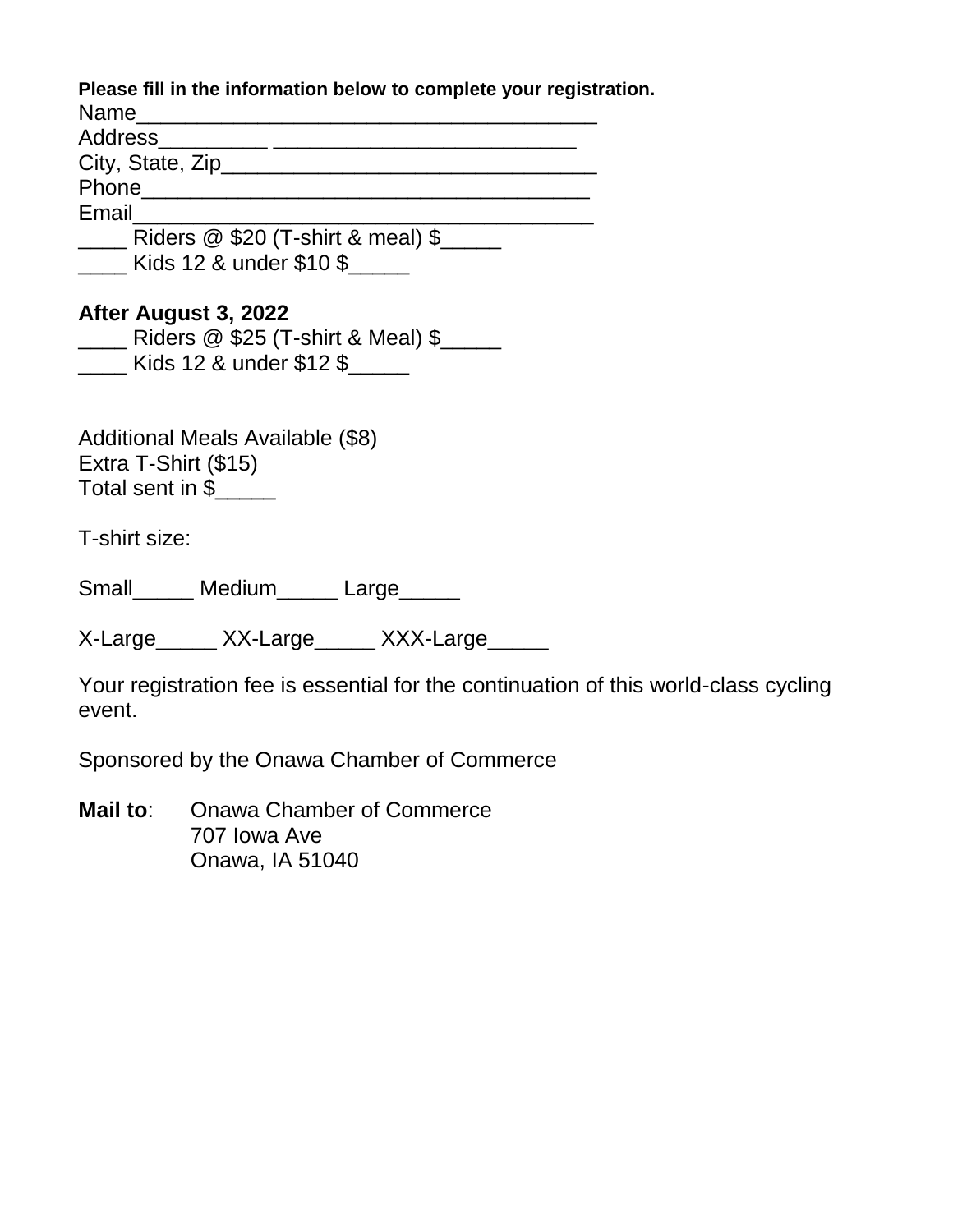**Please fill in the information below to complete your registration.**

Name_______________________________________

Address_________ _________________________

City, State, Zip________________________________

Phone______________________________________

Email_______________________________________

____ Riders @ $20 (T-shirt & meal) $_____

____ Kids 12 & under $10 $_____

**After August 3, 2022**

____ Riders @ $25 (T-shirt & Meal) $_____

____ Kids 12 & under $12 $_____

Additional Meals Available ($8)

Extra T-Shirt ($15)

Total sent in $_____

T-shirt size:

Small_____ Medium_____ Large_____

X-Large_____ XX-Large_____ XXX-Large_____

Your registration fee is essential for the continuation of this world-class cycling event.

Sponsored by the Onawa Chamber of Commerce

**Mail to**: Onawa Chamber of Commerce
707 Iowa Ave
Onawa, IA 51040